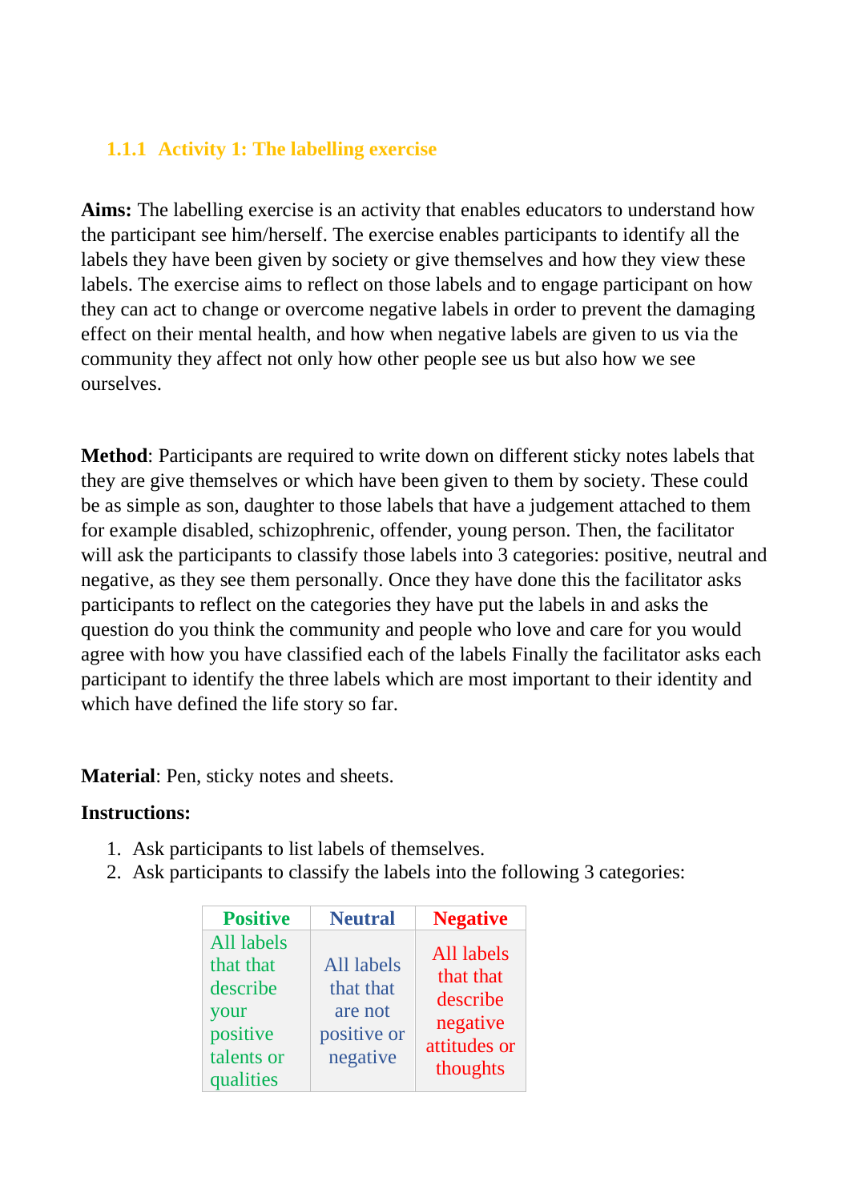### 1.1.1 Activity 1: The labelling exercise

**Aims:** The labelling exercise is an activity that enables educators to understand how the participant see him/herself. The exercise enables participants to identify all the labels they have been given by society or give themselves and how they view these labels. The exercise aims to reflect on those labels and to engage participant on how they can act to change or overcome negative labels in order to prevent the damaging effect on their mental health, and how when negative labels are given to us via the community they affect not only how other people see us but also how we see ourselves.

**Method**: Participants are required to write down on different sticky notes labels that they are give themselves or which have been given to them by society. These could be as simple as son, daughter to those labels that have a judgement attached to them for example disabled, schizophrenic, offender, young person. Then, the facilitator will ask the participants to classify those labels into 3 categories: positive, neutral and negative, as they see them personally. Once they have done this the facilitator asks participants to reflect on the categories they have put the labels in and asks the question do you think the community and people who love and care for you would agree with how you have classified each of the labels Finally the facilitator asks each participant to identify the three labels which are most important to their identity and which have defined the life story so far.

**Material**: Pen, sticky notes and sheets.

**Instructions:**

1. Ask participants to list labels of themselves.
2. Ask participants to classify the labels into the following 3 categories:

| Positive | Neutral | Negative |
|---|---|---|
| All labels that that describe your positive talents or qualities | All labels that that are not positive or negative | All labels that that describe negative attitudes or thoughts |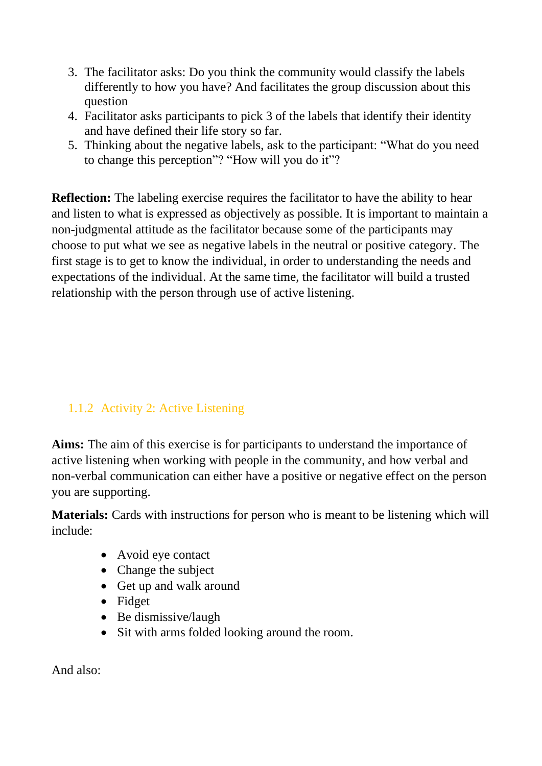3. The facilitator asks: Do you think the community would classify the labels differently to how you have? And facilitates the group discussion about this question
4. Facilitator asks participants to pick 3 of the labels that identify their identity and have defined their life story so far.
5. Thinking about the negative labels, ask to the participant: "What do you need to change this perception"? "How will you do it"?

**Reflection:** The labeling exercise requires the facilitator to have the ability to hear and listen to what is expressed as objectively as possible. It is important to maintain a non-judgmental attitude as the facilitator because some of the participants may choose to put what we see as negative labels in the neutral or positive category. The first stage is to get to know the individual, in order to understanding the needs and expectations of the individual. At the same time, the facilitator will build a trusted relationship with the person through use of active listening.

### 1.1.2 Activity 2: Active Listening

**Aims:** The aim of this exercise is for participants to understand the importance of active listening when working with people in the community, and how verbal and non-verbal communication can either have a positive or negative effect on the person you are supporting.

**Materials:** Cards with instructions for person who is meant to be listening which will include:

- Avoid eye contact
- Change the subject
- Get up and walk around
- Fidget
- Be dismissive/laugh
- Sit with arms folded looking around the room.

And also: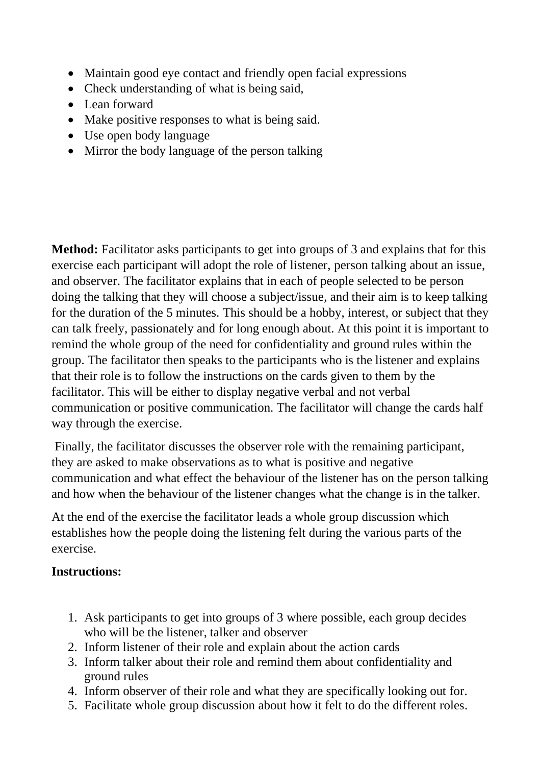- Maintain good eye contact and friendly open facial expressions
- Check understanding of what is being said,
- Lean forward
- Make positive responses to what is being said.
- Use open body language
- Mirror the body language of the person talking

**Method:** Facilitator asks participants to get into groups of 3 and explains that for this exercise each participant will adopt the role of listener, person talking about an issue, and observer. The facilitator explains that in each of people selected to be person doing the talking that they will choose a subject/issue, and their aim is to keep talking for the duration of the 5 minutes. This should be a hobby, interest, or subject that they can talk freely, passionately and for long enough about. At this point it is important to remind the whole group of the need for confidentiality and ground rules within the group. The facilitator then speaks to the participants who is the listener and explains that their role is to follow the instructions on the cards given to them by the facilitator. This will be either to display negative verbal and not verbal communication or positive communication. The facilitator will change the cards half way through the exercise.

Finally, the facilitator discusses the observer role with the remaining participant, they are asked to make observations as to what is positive and negative communication and what effect the behaviour of the listener has on the person talking and how when the behaviour of the listener changes what the change is in the talker.

At the end of the exercise the facilitator leads a whole group discussion which establishes how the people doing the listening felt during the various parts of the exercise.

**Instructions:**

1. Ask participants to get into groups of 3 where possible, each group decides who will be the listener, talker and observer
2. Inform listener of their role and explain about the action cards
3. Inform talker about their role and remind them about confidentiality and ground rules
4. Inform observer of their role and what they are specifically looking out for.
5. Facilitate whole group discussion about how it felt to do the different roles.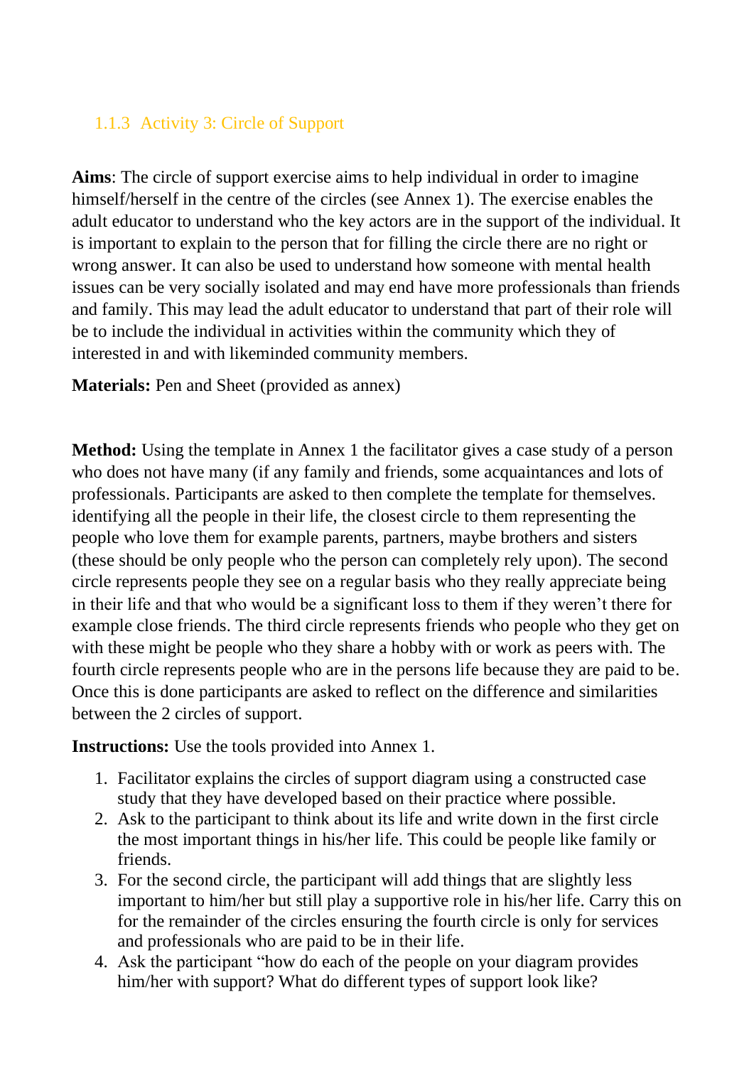### 1.1.3 Activity 3: Circle of Support

**Aims**: The circle of support exercise aims to help individual in order to imagine himself/herself in the centre of the circles (see Annex 1). The exercise enables the adult educator to understand who the key actors are in the support of the individual. It is important to explain to the person that for filling the circle there are no right or wrong answer. It can also be used to understand how someone with mental health issues can be very socially isolated and may end have more professionals than friends and family. This may lead the adult educator to understand that part of their role will be to include the individual in activities within the community which they of interested in and with likeminded community members.

**Materials:** Pen and Sheet (provided as annex)

**Method:** Using the template in Annex 1 the facilitator gives a case study of a person who does not have many (if any family and friends, some acquaintances and lots of professionals. Participants are asked to then complete the template for themselves. identifying all the people in their life, the closest circle to them representing the people who love them for example parents, partners, maybe brothers and sisters (these should be only people who the person can completely rely upon). The second circle represents people they see on a regular basis who they really appreciate being in their life and that who would be a significant loss to them if they weren't there for example close friends. The third circle represents friends who people who they get on with these might be people who they share a hobby with or work as peers with. The fourth circle represents people who are in the persons life because they are paid to be. Once this is done participants are asked to reflect on the difference and similarities between the 2 circles of support.

**Instructions:** Use the tools provided into Annex 1.

1. Facilitator explains the circles of support diagram using a constructed case study that they have developed based on their practice where possible.
2. Ask to the participant to think about its life and write down in the first circle the most important things in his/her life. This could be people like family or friends.
3. For the second circle, the participant will add things that are slightly less important to him/her but still play a supportive role in his/her life. Carry this on for the remainder of the circles ensuring the fourth circle is only for services and professionals who are paid to be in their life.
4. Ask the participant "how do each of the people on your diagram provides him/her with support? What do different types of support look like?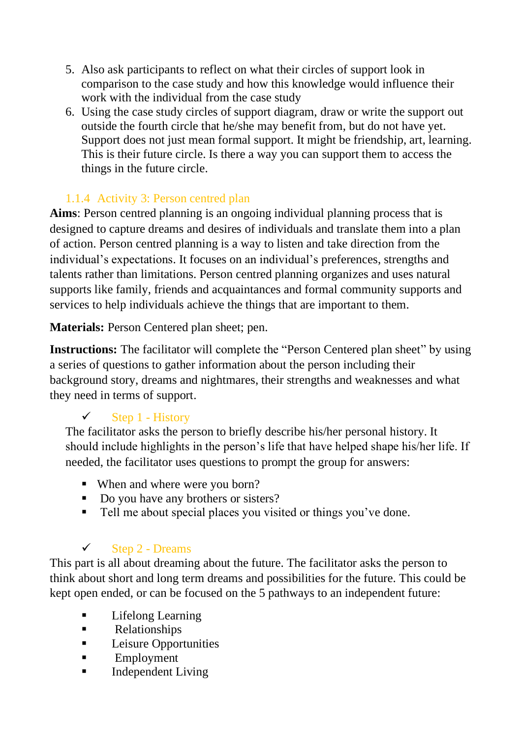5. Also ask participants to reflect on what their circles of support look in comparison to the case study and how this knowledge would influence their work with the individual from the case study
6. Using the case study circles of support diagram, draw or write the support out outside the fourth circle that he/she may benefit from, but do not have yet. Support does not just mean formal support. It might be friendship, art, learning. This is their future circle. Is there a way you can support them to access the things in the future circle.

### 1.1.4 Activity 3: Person centred plan

**Aims**: Person centred planning is an ongoing individual planning process that is designed to capture dreams and desires of individuals and translate them into a plan of action. Person centred planning is a way to listen and take direction from the individual's expectations. It focuses on an individual's preferences, strengths and talents rather than limitations. Person centred planning organizes and uses natural supports like family, friends and acquaintances and formal community supports and services to help individuals achieve the things that are important to them.

**Materials:** Person Centered plan sheet; pen.

**Instructions:** The facilitator will complete the "Person Centered plan sheet" by using a series of questions to gather information about the person including their background story, dreams and nightmares, their strengths and weaknesses and what they need in terms of support.

#### ✓ Step 1 - History

The facilitator asks the person to briefly describe his/her personal history. It should include highlights in the person's life that have helped shape his/her life. If needed, the facilitator uses questions to prompt the group for answers:

- When and where were you born?
- Do you have any brothers or sisters?
- Tell me about special places you visited or things you've done.

#### ✓ Step 2 - Dreams

This part is all about dreaming about the future. The facilitator asks the person to think about short and long term dreams and possibilities for the future. This could be kept open ended, or can be focused on the 5 pathways to an independent future:

- Lifelong Learning
- Relationships
- Leisure Opportunities
- Employment
- Independent Living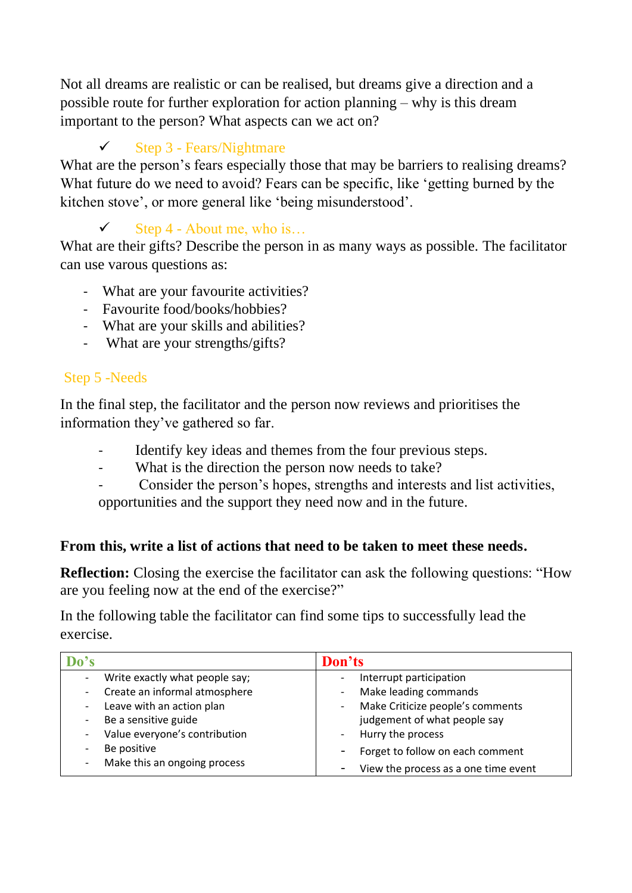Not all dreams are realistic or can be realised, but dreams give a direction and a possible route for further exploration for action planning – why is this dream important to the person? What aspects can we act on?

### ✓ Step 3 - Fears/Nightmare

What are the person's fears especially those that may be barriers to realising dreams? What future do we need to avoid? Fears can be specific, like 'getting burned by the kitchen stove', or more general like 'being misunderstood'.

### ✓ Step 4 - About me, who is…

What are their gifts? Describe the person in as many ways as possible. The facilitator can use varous questions as:

- What are your favourite activities?
- Favourite food/books/hobbies?
- What are your skills and abilities?
- What are your strengths/gifts?

### Step 5 -Needs

In the final step, the facilitator and the person now reviews and prioritises the information they've gathered so far.

- Identify key ideas and themes from the four previous steps.
- What is the direction the person now needs to take?
- Consider the person's hopes, strengths and interests and list activities, opportunities and the support they need now and in the future.

**From this, write a list of actions that need to be taken to meet these needs.**

**Reflection:** Closing the exercise the facilitator can ask the following questions: "How are you feeling now at the end of the exercise?"

In the following table the facilitator can find some tips to successfully lead the exercise.

| Do's | Don'ts |
|---|---|
| - Write exactly what people say;<br>- Create an informal atmosphere<br>- Leave with an action plan<br>- Be a sensitive guide<br>- Value everyone's contribution<br>- Be positive<br>- Make this an ongoing process | - Interrupt participation<br>- Make leading commands<br>- Make Criticize people's comments judgement of what people say<br>- Hurry the process<br>- Forget to follow on each comment<br>- View the process as a one time event |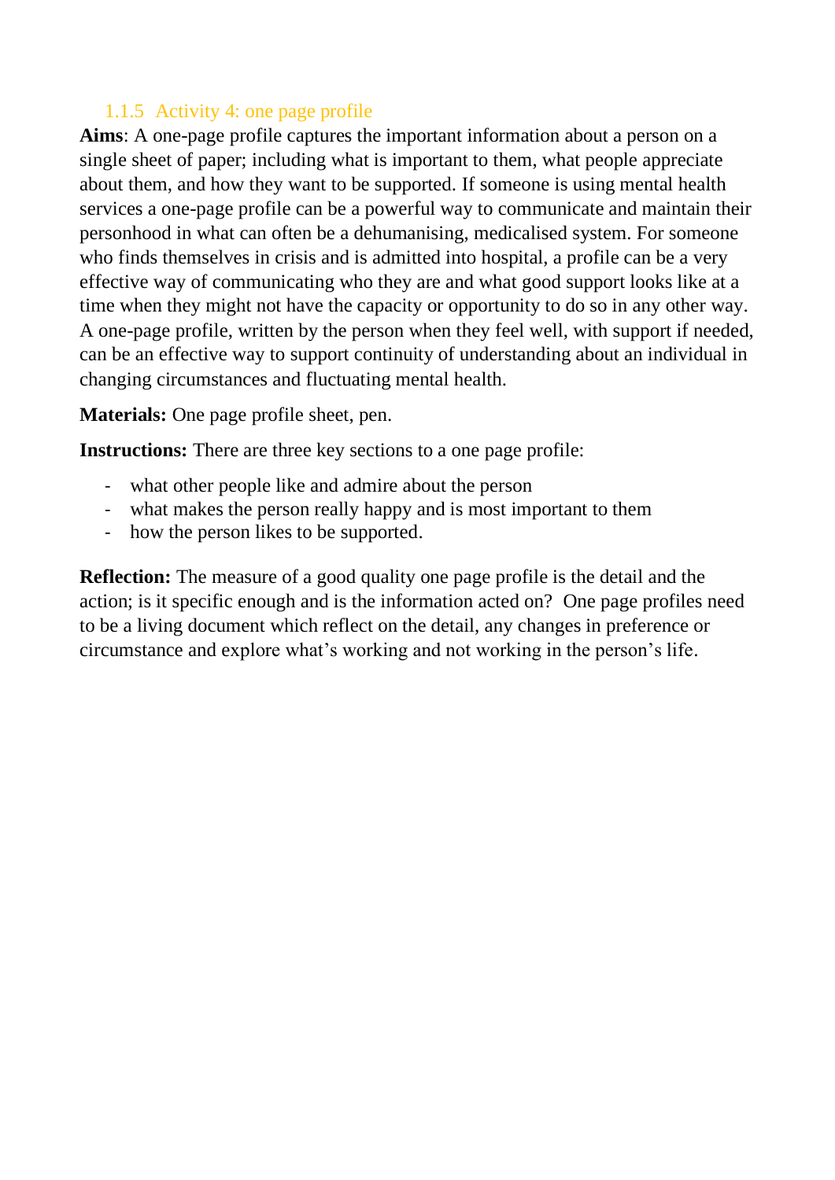### 1.1.5 Activity 4: one page profile

**Aims**: A one-page profile captures the important information about a person on a single sheet of paper; including what is important to them, what people appreciate about them, and how they want to be supported. If someone is using mental health services a one-page profile can be a powerful way to communicate and maintain their personhood in what can often be a dehumanising, medicalised system. For someone who finds themselves in crisis and is admitted into hospital, a profile can be a very effective way of communicating who they are and what good support looks like at a time when they might not have the capacity or opportunity to do so in any other way. A one-page profile, written by the person when they feel well, with support if needed, can be an effective way to support continuity of understanding about an individual in changing circumstances and fluctuating mental health.

**Materials:** One page profile sheet, pen.

**Instructions:** There are three key sections to a one page profile:

- what other people like and admire about the person
- what makes the person really happy and is most important to them
- how the person likes to be supported.

**Reflection:** The measure of a good quality one page profile is the detail and the action; is it specific enough and is the information acted on? One page profiles need to be a living document which reflect on the detail, any changes in preference or circumstance and explore what's working and not working in the person's life.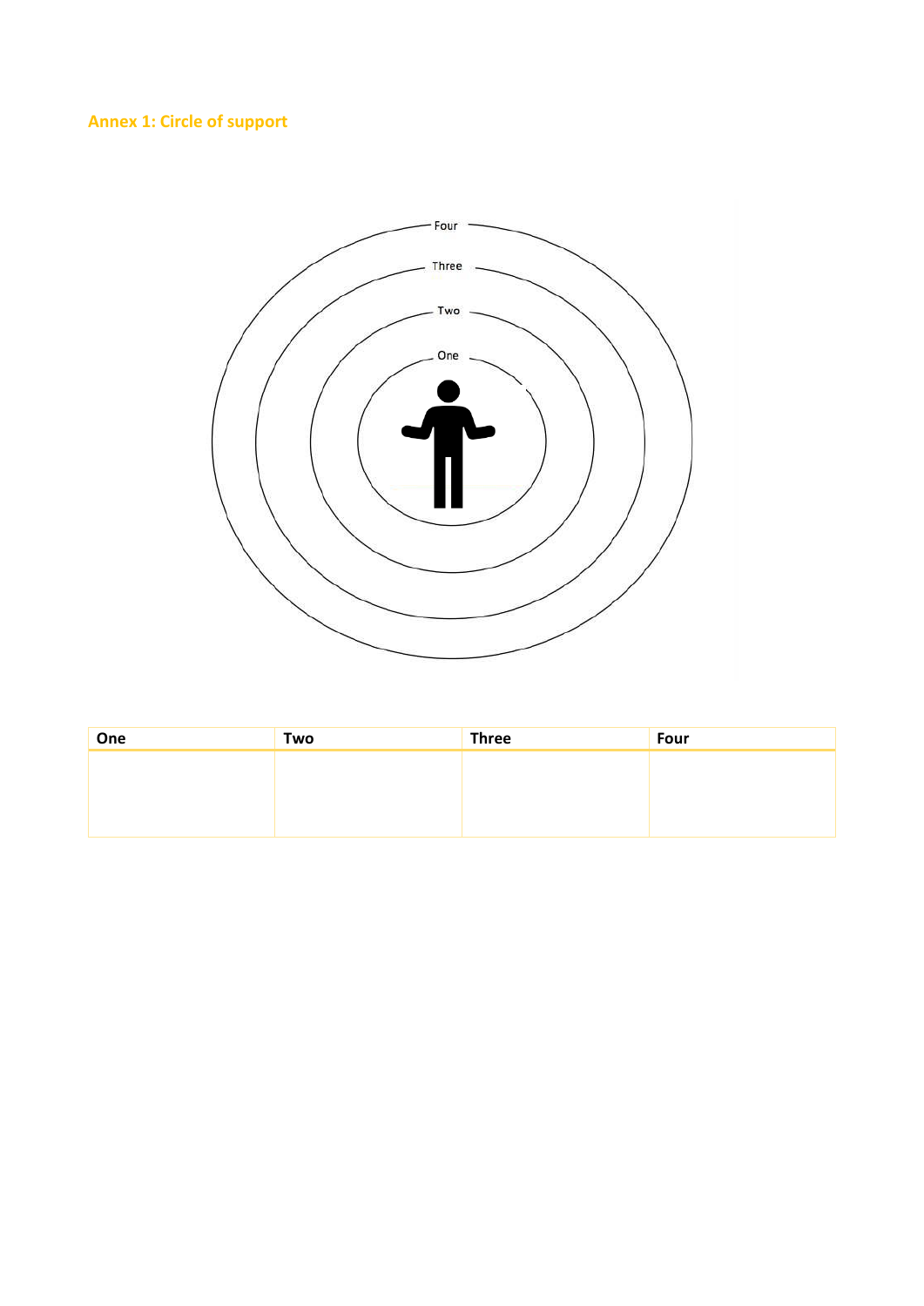## Annex 1: Circle of support

| One | Two | Three | Four |
|---|---|---|---|
| | | | |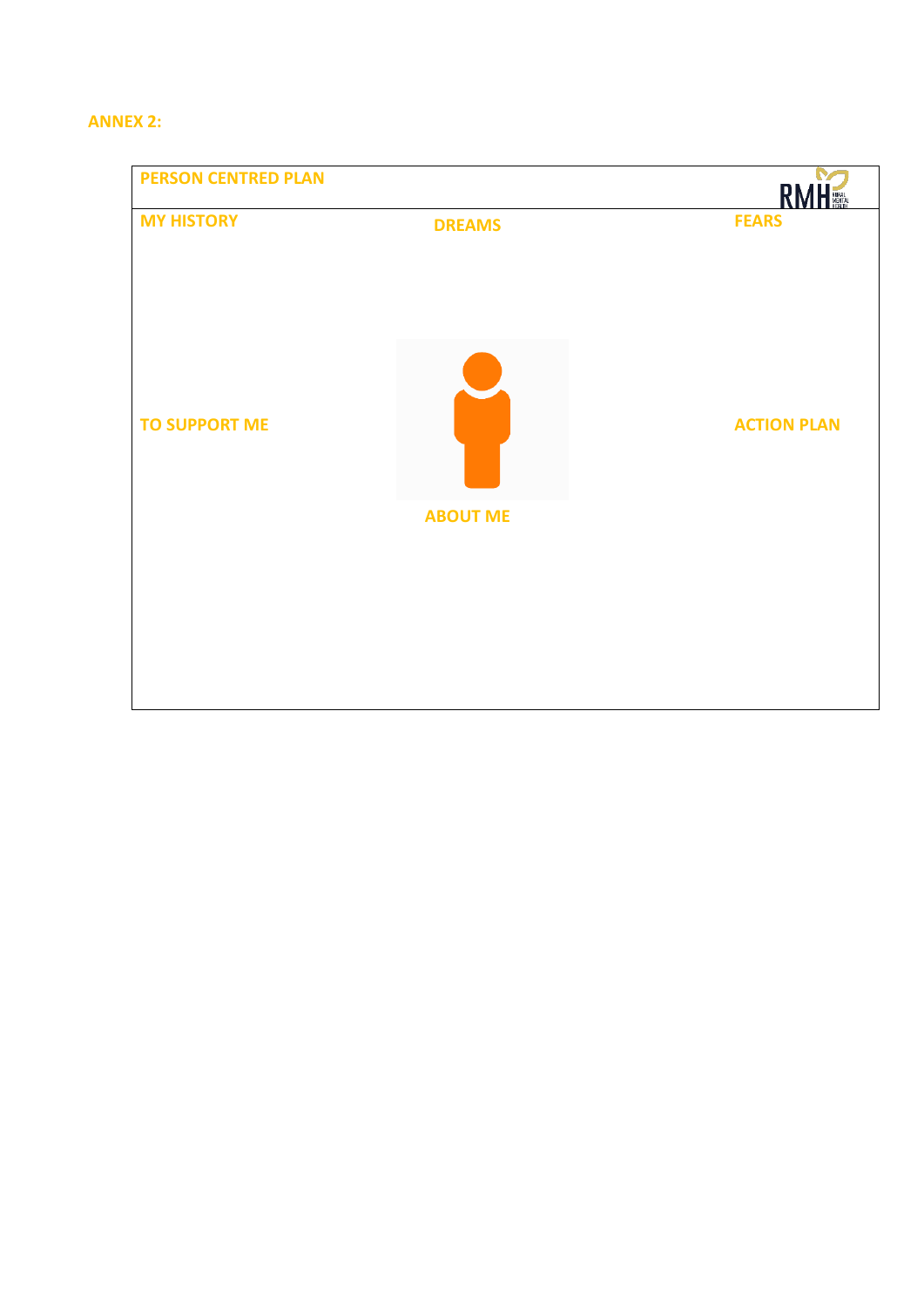**ANNEX 2:**

**PERSON CENTRED PLAN**

RMH RURAL MENTAL HEALTH

**MY HISTORY**

**DREAMS**

**FEARS**

**TO SUPPORT ME**

**ACTION PLAN**

**ABOUT ME**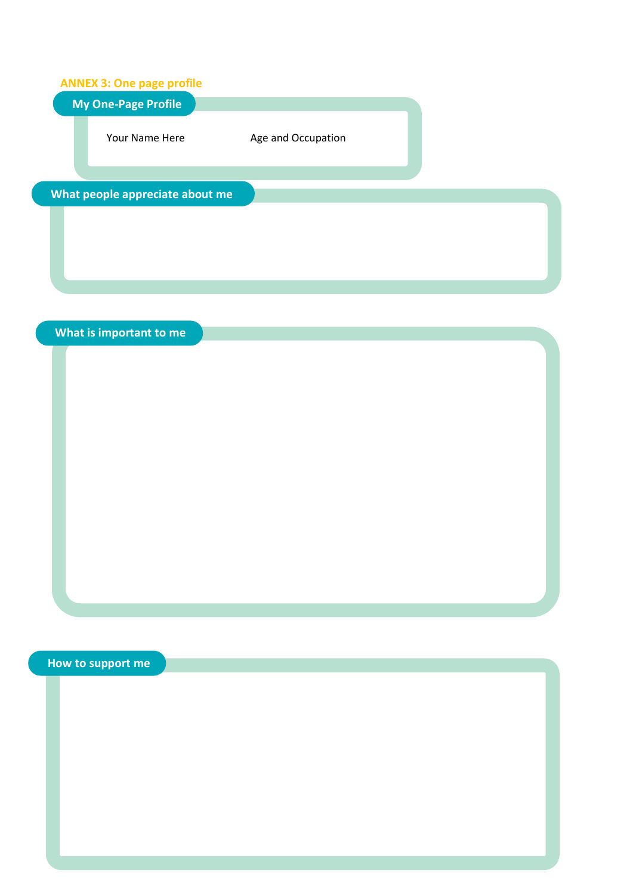ANNEX 3: One page profile

## My One-Page Profile

Your Name Here

Age and Occupation

## What people appreciate about me

## What is important to me

## How to support me